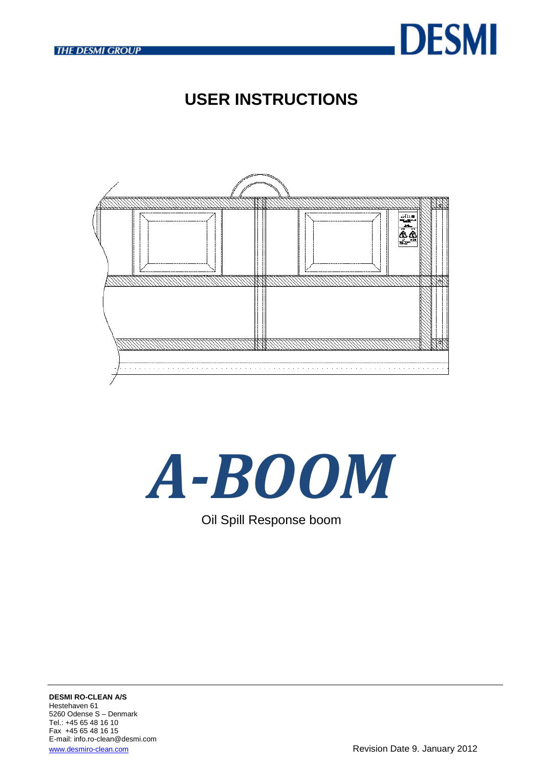THE DESMI GROUP

DESMI

# USER INSTRUCTIONS

# *A-BOOM*

Oil Spill Response boom

**DESMI RO-CLEAN A/S**
Hestehaven 61
5260 Odense S – Denmark
Tel.: +45 65 48 16 10
Fax +45 65 48 16 15
E-mail: info.ro-clean@desmi.com
www.desmiro-clean.com

Revision Date 9. January 2012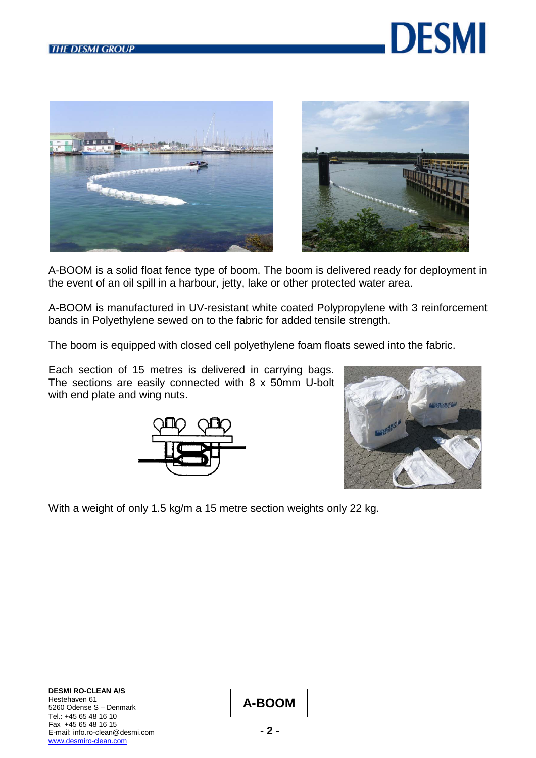A-BOOM is a solid float fence type of boom. The boom is delivered ready for deployment in the event of an oil spill in a harbour, jetty, lake or other protected water area.

A-BOOM is manufactured in UV-resistant white coated Polypropylene with 3 reinforcement bands in Polyethylene sewed on to the fabric for added tensile strength.

The boom is equipped with closed cell polyethylene foam floats sewed into the fabric.

Each section of 15 metres is delivered in carrying bags. The sections are easily connected with 8 x 50mm U-bolt with end plate and wing nuts.

With a weight of only 1.5 kg/m a 15 metre section weights only 22 kg.

**DESMI RO-CLEAN A/S**
Hestehaven 61
5260 Odense S – Denmark
Tel.: +45 65 48 16 10
Fax +45 65 48 16 15
E-mail: info.ro-clean@desmi.com
www.desmiro-clean.com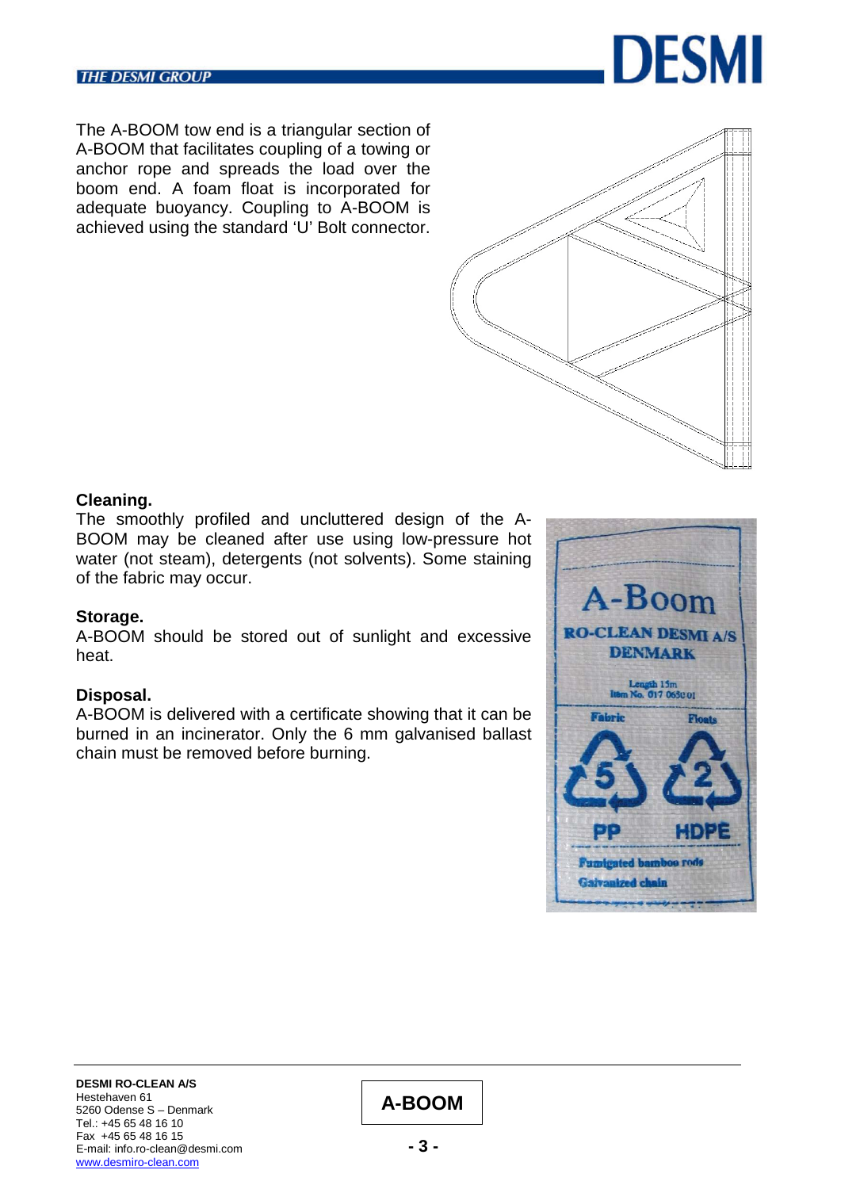The A-BOOM tow end is a triangular section of A-BOOM that facilitates coupling of a towing or anchor rope and spreads the load over the boom end. A foam float is incorporated for adequate buoyancy. Coupling to A-BOOM is achieved using the standard 'U' Bolt connector.

**Cleaning.**
The smoothly profiled and uncluttered design of the A-BOOM may be cleaned after use using low-pressure hot water (not steam), detergents (not solvents). Some staining of the fabric may occur.

**Storage.**
A-BOOM should be stored out of sunlight and excessive heat.

**Disposal.**
A-BOOM is delivered with a certificate showing that it can be burned in an incinerator. Only the 6 mm galvanised ballast chain must be removed before burning.

**DESMI RO-CLEAN A/S**
Hestehaven 61
5260 Odense S – Denmark
Tel.: +45 65 48 16 10
Fax +45 65 48 16 15
E-mail: info.ro-clean@desmi.com
www.desmiro-clean.com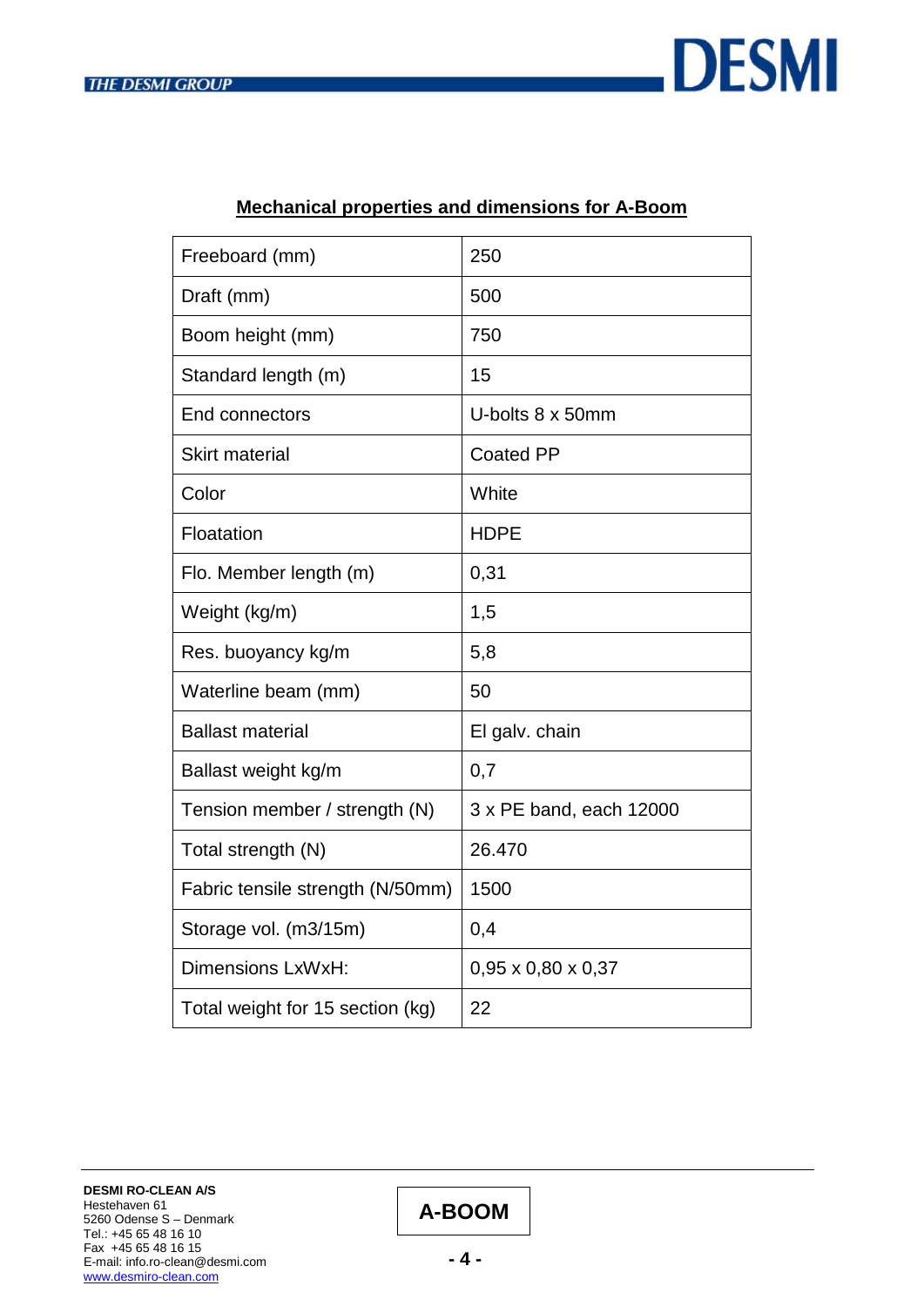## Mechanical properties and dimensions for A-Boom

| | |
|---|---|
| Freeboard (mm) | 250 |
| Draft (mm) | 500 |
| Boom height (mm) | 750 |
| Standard length (m) | 15 |
| End connectors | U-bolts 8 x 50mm |
| Skirt material | Coated PP |
| Color | White |
| Floatation | HDPE |
| Flo. Member length (m) | 0,31 |
| Weight (kg/m) | 1,5 |
| Res. buoyancy kg/m | 5,8 |
| Waterline beam (mm) | 50 |
| Ballast material | El galv. chain |
| Ballast weight kg/m | 0,7 |
| Tension member / strength (N) | 3 x PE band, each 12000 |
| Total strength (N) | 26.470 |
| Fabric tensile strength (N/50mm) | 1500 |
| Storage vol. (m3/15m) | 0,4 |
| Dimensions LxWxH: | 0,95 x 0,80 x 0,37 |
| Total weight for 15 section (kg) | 22 |

**DESMI RO-CLEAN A/S**
Hestehaven 61
5260 Odense S – Denmark
Tel.: +45 65 48 16 10
Fax +45 65 48 16 15
E-mail: info.ro-clean@desmi.com
www.desmiro-clean.com

**A-BOOM**